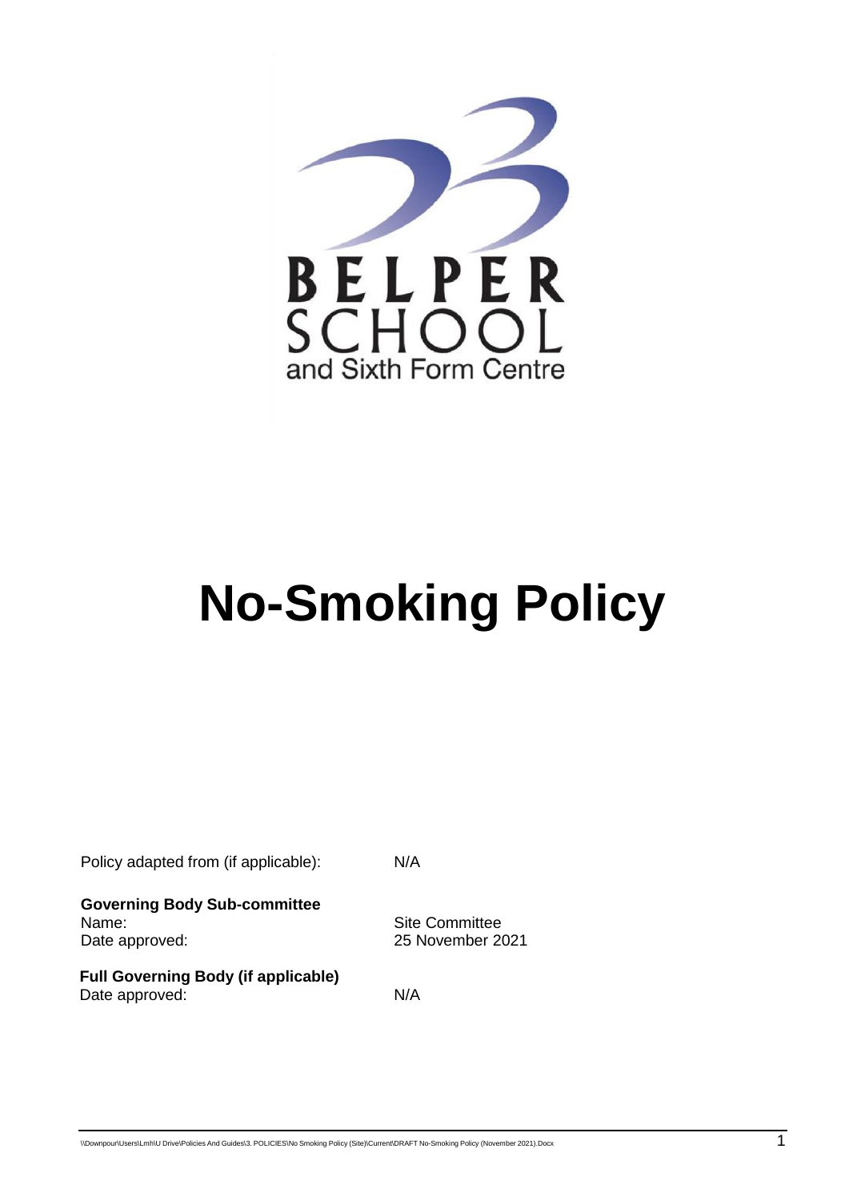BELPER SCHOOL and Sixth Form Centre

# No-Smoking Policy

| | |
|---|---|
| Policy adapted from (if applicable): | N/A |
| **Governing Body Sub-committee** | |
| Name: | Site Committee |
| Date approved: | 25 November 2021 |
| **Full Governing Body (if applicable)** | |
| Date approved: | N/A |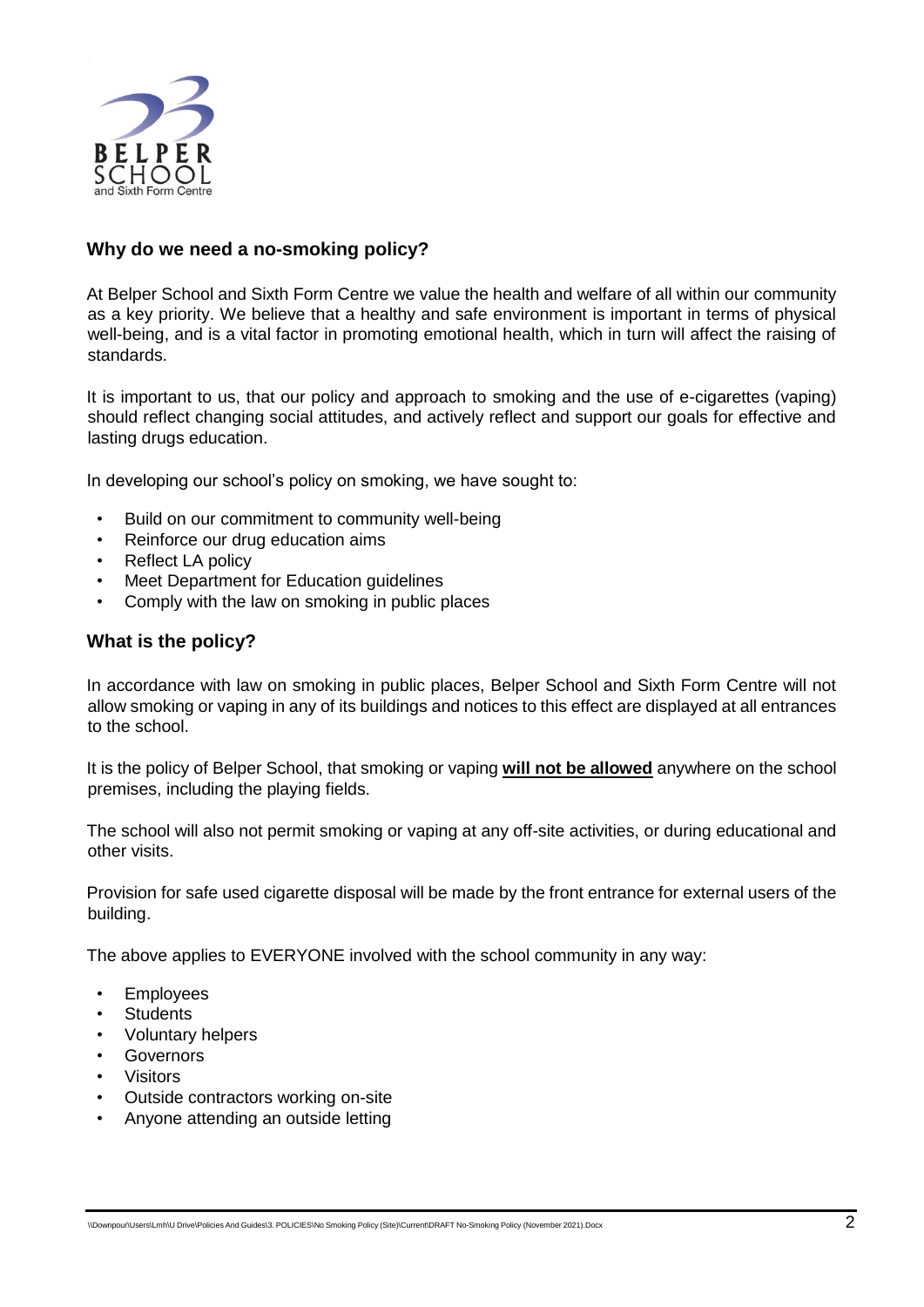## Why do we need a no-smoking policy?

At Belper School and Sixth Form Centre we value the health and welfare of all within our community as a key priority. We believe that a healthy and safe environment is important in terms of physical well-being, and is a vital factor in promoting emotional health, which in turn will affect the raising of standards.

It is important to us, that our policy and approach to smoking and the use of e-cigarettes (vaping) should reflect changing social attitudes, and actively reflect and support our goals for effective and lasting drugs education.

In developing our school's policy on smoking, we have sought to:

- Build on our commitment to community well-being
- Reinforce our drug education aims
- Reflect LA policy
- Meet Department for Education guidelines
- Comply with the law on smoking in public places

## What is the policy?

In accordance with law on smoking in public places, Belper School and Sixth Form Centre will not allow smoking or vaping in any of its buildings and notices to this effect are displayed at all entrances to the school.

It is the policy of Belper School, that smoking or vaping **will not be allowed** anywhere on the school premises, including the playing fields.

The school will also not permit smoking or vaping at any off-site activities, or during educational and other visits.

Provision for safe used cigarette disposal will be made by the front entrance for external users of the building.

The above applies to EVERYONE involved with the school community in any way:

- Employees
- Students
- Voluntary helpers
- Governors
- Visitors
- Outside contractors working on-site
- Anyone attending an outside letting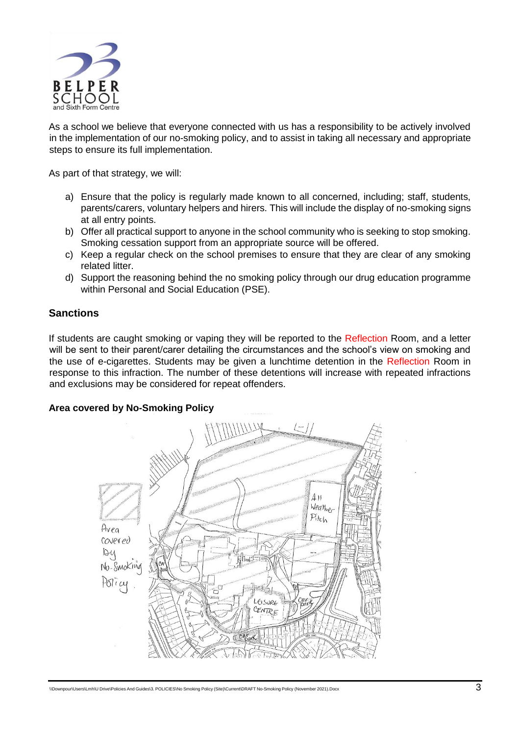As a school we believe that everyone connected with us has a responsibility to be actively involved in the implementation of our no-smoking policy, and to assist in taking all necessary and appropriate steps to ensure its full implementation.

As part of that strategy, we will:

a) Ensure that the policy is regularly made known to all concerned, including; staff, students, parents/carers, voluntary helpers and hirers. This will include the display of no-smoking signs at all entry points.
b) Offer all practical support to anyone in the school community who is seeking to stop smoking. Smoking cessation support from an appropriate source will be offered.
c) Keep a regular check on the school premises to ensure that they are clear of any smoking related litter.
d) Support the reasoning behind the no smoking policy through our drug education programme within Personal and Social Education (PSE).

## Sanctions

If students are caught smoking or vaping they will be reported to the Reflection Room, and a letter will be sent to their parent/carer detailing the circumstances and the school's view on smoking and the use of e-cigarettes. Students may be given a lunchtime detention in the Reflection Room in response to this infraction. The number of these detentions will increase with repeated infractions and exclusions may be considered for repeat offenders.

**Area covered by No-Smoking Policy**

Area covered by No-Smoking Policy

All Weather Pitch

Car park

Leisure Centre

Car park

Car park